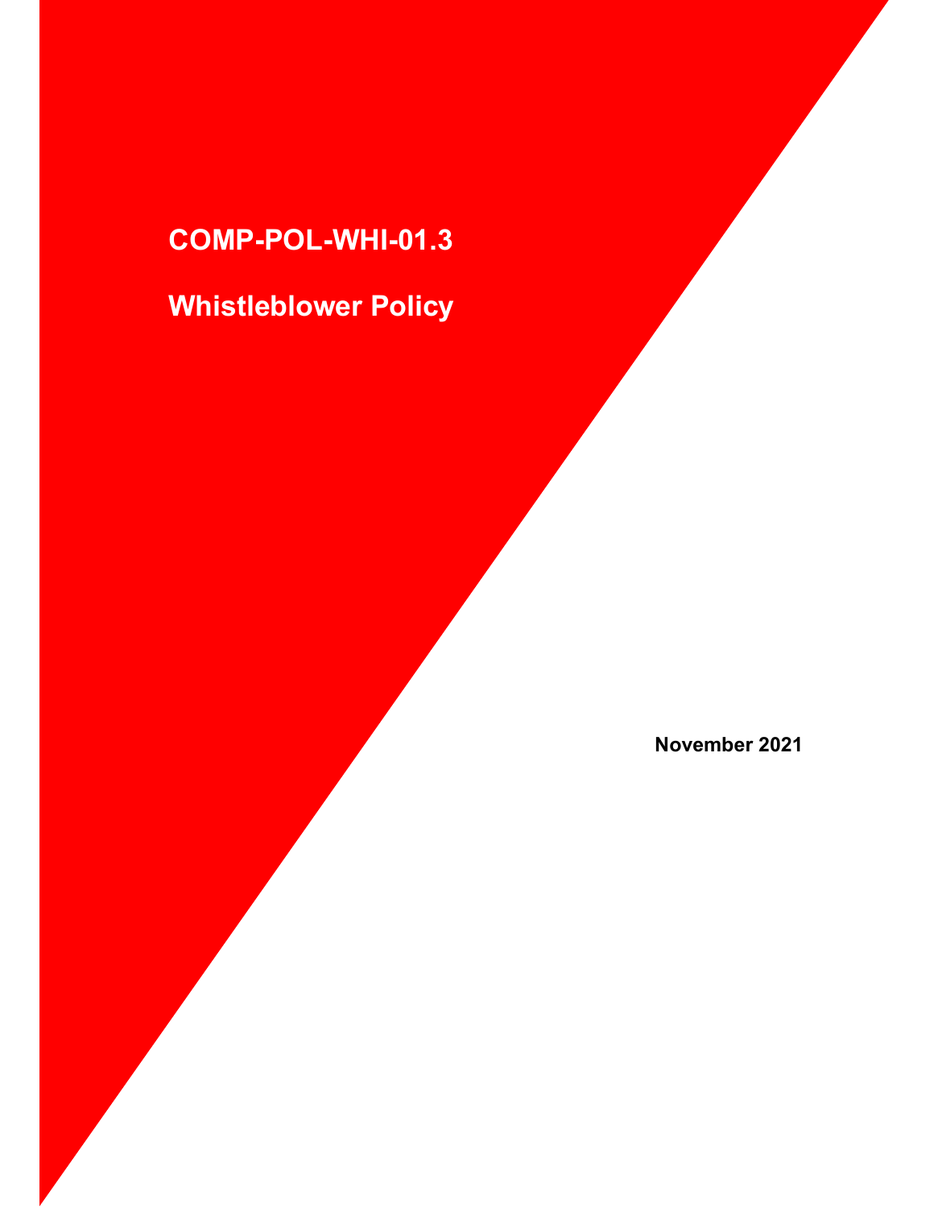# COMP-POL-WHI-01.3

# Whistleblower Policy

**November 2021**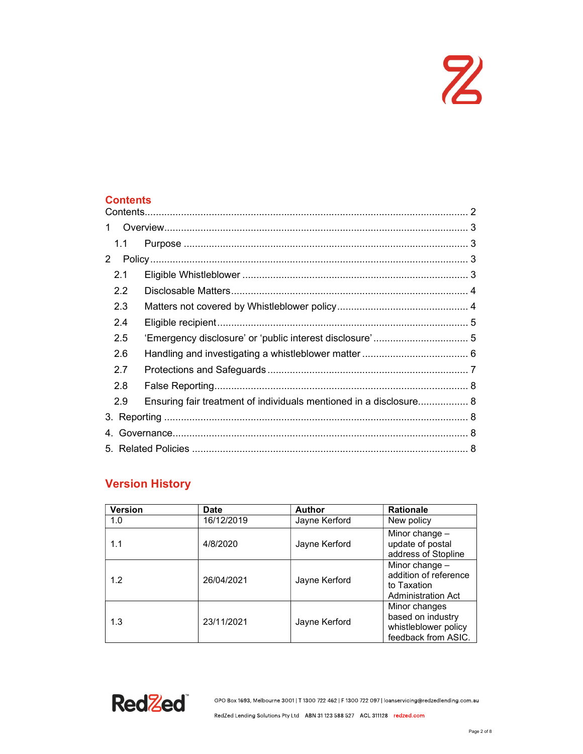## Contents

Contents.......................................................................................................... 2

1 Overview..................................................................................................... 3

1.1 Purpose ................................................................................................... 3

2 Policy......................................................................................................... 3

2.1 Eligible Whistleblower ............................................................................. 3

2.2 Disclosable Matters.................................................................................. 4

2.3 Matters not covered by Whistleblower policy............................................ 4

2.4 Eligible recipient....................................................................................... 5

2.5 ‘Emergency disclosure’ or ‘public interest disclosure’ ................................ 5

2.6 Handling and investigating a whistleblower matter .................................... 6

2.7 Protections and Safeguards ..................................................................... 7

2.8 False Reporting........................................................................................ 8

2.9 Ensuring fair treatment of individuals mentioned in a disclosure................. 8

3. Reporting ................................................................................................... 8

4. Governance................................................................................................ 8

5. Related Policies ......................................................................................... 8

## Version History

| Version | Date | Author | Rationale |
|---|---|---|---|
| 1.0 | 16/12/2019 | Jayne Kerford | New policy |
| 1.1 | 4/8/2020 | Jayne Kerford | Minor change – update of postal address of Stopline |
| 1.2 | 26/04/2021 | Jayne Kerford | Minor change – addition of reference to Taxation Administration Act |
| 1.3 | 23/11/2021 | Jayne Kerford | Minor changes based on industry whistleblower policy feedback from ASIC. |

GPO Box 1693, Melbourne 3001 | T 1300 722 462 | F 1300 722 097 | loanservicing@redzedlending.com.au

RedZed Lending Solutions Pty Ltd ABN 31 123 588 527 ACL 311128 redzed.com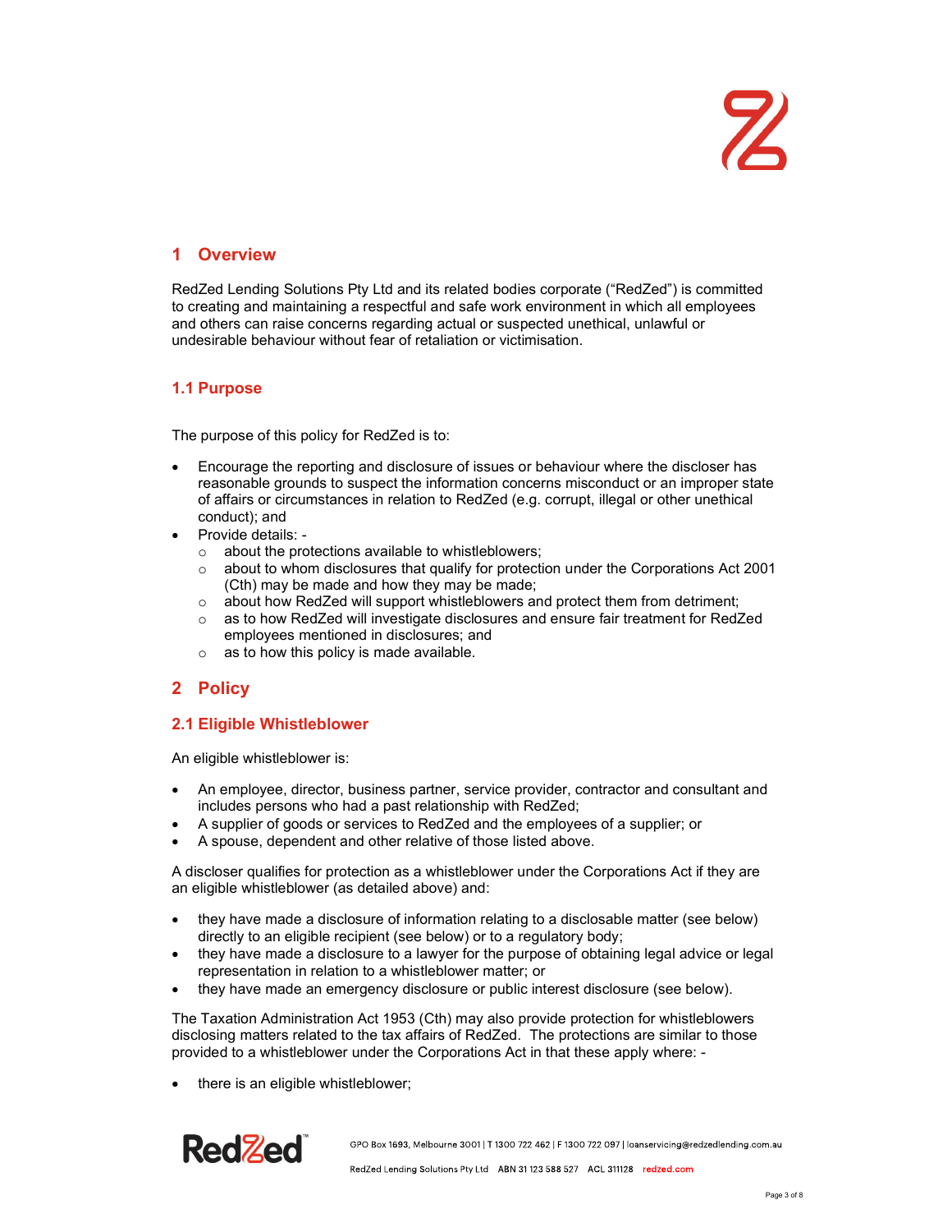# 1 Overview

RedZed Lending Solutions Pty Ltd and its related bodies corporate ("RedZed") is committed to creating and maintaining a respectful and safe work environment in which all employees and others can raise concerns regarding actual or suspected unethical, unlawful or undesirable behaviour without fear of retaliation or victimisation.

## 1.1 Purpose

The purpose of this policy for RedZed is to:

- Encourage the reporting and disclosure of issues or behaviour where the discloser has reasonable grounds to suspect the information concerns misconduct or an improper state of affairs or circumstances in relation to RedZed (e.g. corrupt, illegal or other unethical conduct); and
- Provide details: -
  - about the protections available to whistleblowers;
  - about to whom disclosures that qualify for protection under the Corporations Act 2001 (Cth) may be made and how they may be made;
  - about how RedZed will support whistleblowers and protect them from detriment;
  - as to how RedZed will investigate disclosures and ensure fair treatment for RedZed employees mentioned in disclosures; and
  - as to how this policy is made available.

# 2 Policy

## 2.1 Eligible Whistleblower

An eligible whistleblower is:

- An employee, director, business partner, service provider, contractor and consultant and includes persons who had a past relationship with RedZed;
- A supplier of goods or services to RedZed and the employees of a supplier; or
- A spouse, dependent and other relative of those listed above.

A discloser qualifies for protection as a whistleblower under the Corporations Act if they are an eligible whistleblower (as detailed above) and:

- they have made a disclosure of information relating to a disclosable matter (see below) directly to an eligible recipient (see below) or to a regulatory body;
- they have made a disclosure to a lawyer for the purpose of obtaining legal advice or legal representation in relation to a whistleblower matter; or
- they have made an emergency disclosure or public interest disclosure (see below).

The Taxation Administration Act 1953 (Cth) may also provide protection for whistleblowers disclosing matters related to the tax affairs of RedZed. The protections are similar to those provided to a whistleblower under the Corporations Act in that these apply where: -

- there is an eligible whistleblower;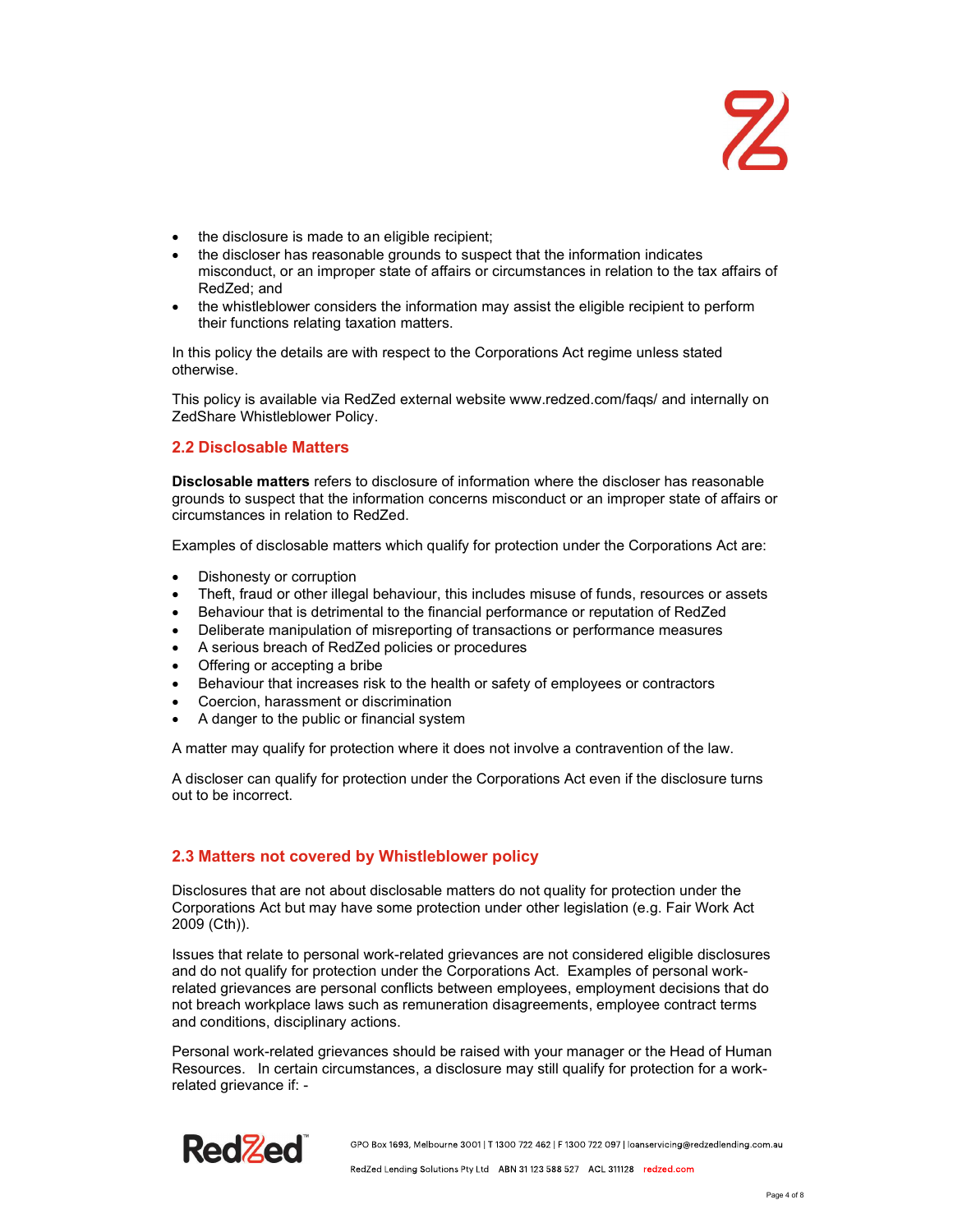- the disclosure is made to an eligible recipient;
- the discloser has reasonable grounds to suspect that the information indicates misconduct, or an improper state of affairs or circumstances in relation to the tax affairs of RedZed; and
- the whistleblower considers the information may assist the eligible recipient to perform their functions relating taxation matters.

In this policy the details are with respect to the Corporations Act regime unless stated otherwise.

This policy is available via RedZed external website www.redzed.com/faqs/ and internally on ZedShare Whistleblower Policy.

## 2.2 Disclosable Matters

**Disclosable matters** refers to disclosure of information where the discloser has reasonable grounds to suspect that the information concerns misconduct or an improper state of affairs or circumstances in relation to RedZed.

Examples of disclosable matters which qualify for protection under the Corporations Act are:

- Dishonesty or corruption
- Theft, fraud or other illegal behaviour, this includes misuse of funds, resources or assets
- Behaviour that is detrimental to the financial performance or reputation of RedZed
- Deliberate manipulation of misreporting of transactions or performance measures
- A serious breach of RedZed policies or procedures
- Offering or accepting a bribe
- Behaviour that increases risk to the health or safety of employees or contractors
- Coercion, harassment or discrimination
- A danger to the public or financial system

A matter may qualify for protection where it does not involve a contravention of the law.

A discloser can qualify for protection under the Corporations Act even if the disclosure turns out to be incorrect.

## 2.3 Matters not covered by Whistleblower policy

Disclosures that are not about disclosable matters do not quality for protection under the Corporations Act but may have some protection under other legislation (e.g. Fair Work Act 2009 (Cth)).

Issues that relate to personal work-related grievances are not considered eligible disclosures and do not qualify for protection under the Corporations Act. Examples of personal work-related grievances are personal conflicts between employees, employment decisions that do not breach workplace laws such as remuneration disagreements, employee contract terms and conditions, disciplinary actions.

Personal work-related grievances should be raised with your manager or the Head of Human Resources. In certain circumstances, a disclosure may still qualify for protection for a work-related grievance if: -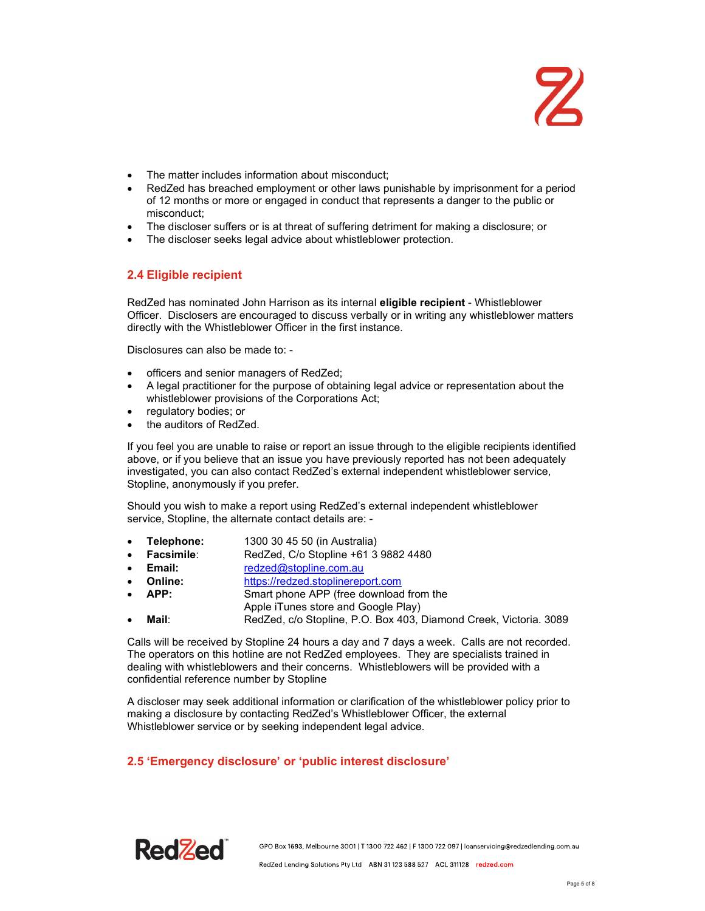- The matter includes information about misconduct;
- RedZed has breached employment or other laws punishable by imprisonment for a period of 12 months or more or engaged in conduct that represents a danger to the public or misconduct;
- The discloser suffers or is at threat of suffering detriment for making a disclosure; or
- The discloser seeks legal advice about whistleblower protection.

## 2.4 Eligible recipient

RedZed has nominated John Harrison as its internal **eligible recipient** - Whistleblower Officer. Disclosers are encouraged to discuss verbally or in writing any whistleblower matters directly with the Whistleblower Officer in the first instance.

Disclosures can also be made to: -

- officers and senior managers of RedZed;
- A legal practitioner for the purpose of obtaining legal advice or representation about the whistleblower provisions of the Corporations Act;
- regulatory bodies; or
- the auditors of RedZed.

If you feel you are unable to raise or report an issue through to the eligible recipients identified above, or if you believe that an issue you have previously reported has not been adequately investigated, you can also contact RedZed's external independent whistleblower service, Stopline, anonymously if you prefer.

Should you wish to make a report using RedZed's external independent whistleblower service, Stopline, the alternate contact details are: -

- **Telephone:** 1300 30 45 50 (in Australia)
- **Facsimile**: RedZed, C/o Stopline +61 3 9882 4480
- **Email:** redzed@stopline.com.au
- **Online:** https://redzed.stoplinereport.com
- **APP:** Smart phone APP (free download from the Apple iTunes store and Google Play)
- **Mail**: RedZed, c/o Stopline, P.O. Box 403, Diamond Creek, Victoria. 3089

Calls will be received by Stopline 24 hours a day and 7 days a week. Calls are not recorded. The operators on this hotline are not RedZed employees. They are specialists trained in dealing with whistleblowers and their concerns. Whistleblowers will be provided with a confidential reference number by Stopline

A discloser may seek additional information or clarification of the whistleblower policy prior to making a disclosure by contacting RedZed's Whistleblower Officer, the external Whistleblower service or by seeking independent legal advice.

## 2.5 'Emergency disclosure' or 'public interest disclosure'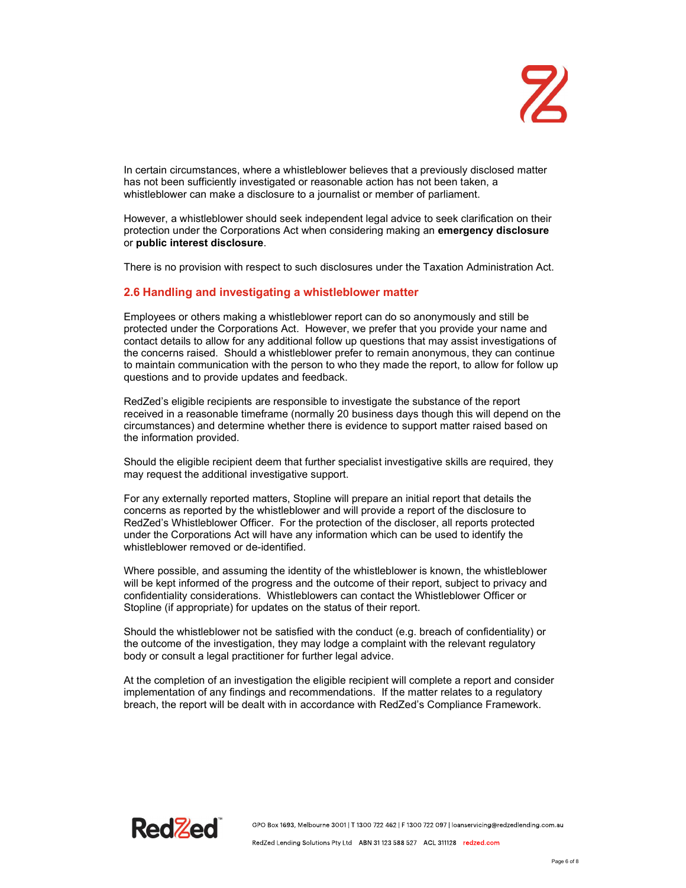In certain circumstances, where a whistleblower believes that a previously disclosed matter has not been sufficiently investigated or reasonable action has not been taken, a whistleblower can make a disclosure to a journalist or member of parliament.

However, a whistleblower should seek independent legal advice to seek clarification on their protection under the Corporations Act when considering making an **emergency disclosure** or **public interest disclosure**.

There is no provision with respect to such disclosures under the Taxation Administration Act.

## 2.6 Handling and investigating a whistleblower matter

Employees or others making a whistleblower report can do so anonymously and still be protected under the Corporations Act. However, we prefer that you provide your name and contact details to allow for any additional follow up questions that may assist investigations of the concerns raised. Should a whistleblower prefer to remain anonymous, they can continue to maintain communication with the person to who they made the report, to allow for follow up questions and to provide updates and feedback.

RedZed's eligible recipients are responsible to investigate the substance of the report received in a reasonable timeframe (normally 20 business days though this will depend on the circumstances) and determine whether there is evidence to support matter raised based on the information provided.

Should the eligible recipient deem that further specialist investigative skills are required, they may request the additional investigative support.

For any externally reported matters, Stopline will prepare an initial report that details the concerns as reported by the whistleblower and will provide a report of the disclosure to RedZed's Whistleblower Officer. For the protection of the discloser, all reports protected under the Corporations Act will have any information which can be used to identify the whistleblower removed or de-identified.

Where possible, and assuming the identity of the whistleblower is known, the whistleblower will be kept informed of the progress and the outcome of their report, subject to privacy and confidentiality considerations. Whistleblowers can contact the Whistleblower Officer or Stopline (if appropriate) for updates on the status of their report.

Should the whistleblower not be satisfied with the conduct (e.g. breach of confidentiality) or the outcome of the investigation, they may lodge a complaint with the relevant regulatory body or consult a legal practitioner for further legal advice.

At the completion of an investigation the eligible recipient will complete a report and consider implementation of any findings and recommendations. If the matter relates to a regulatory breach, the report will be dealt with in accordance with RedZed's Compliance Framework.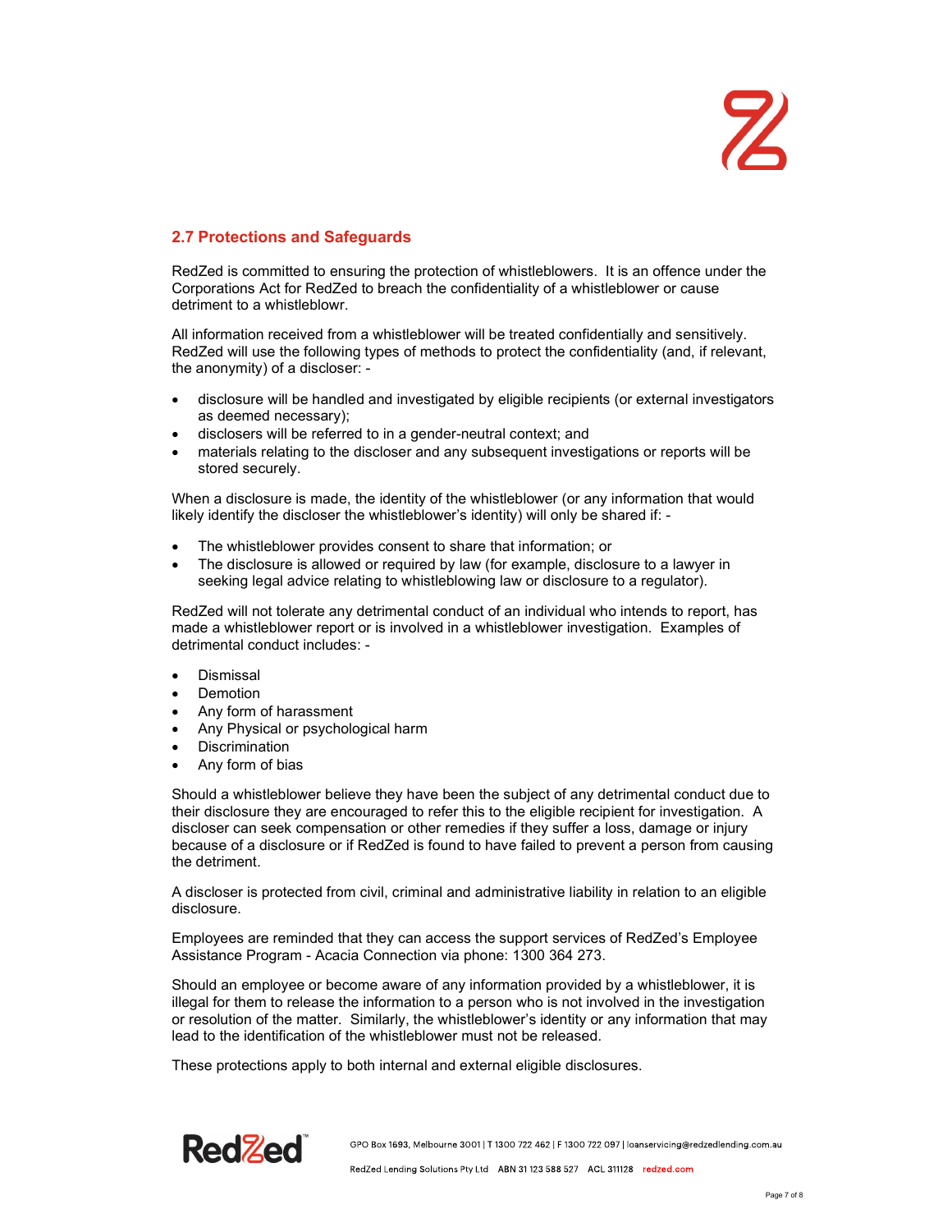## 2.7 Protections and Safeguards

RedZed is committed to ensuring the protection of whistleblowers. It is an offence under the Corporations Act for RedZed to breach the confidentiality of a whistleblower or cause detriment to a whistleblowr.

All information received from a whistleblower will be treated confidentially and sensitively. RedZed will use the following types of methods to protect the confidentiality (and, if relevant, the anonymity) of a discloser: -

- disclosure will be handled and investigated by eligible recipients (or external investigators as deemed necessary);
- disclosers will be referred to in a gender-neutral context; and
- materials relating to the discloser and any subsequent investigations or reports will be stored securely.

When a disclosure is made, the identity of the whistleblower (or any information that would likely identify the discloser the whistleblower's identity) will only be shared if: -

- The whistleblower provides consent to share that information; or
- The disclosure is allowed or required by law (for example, disclosure to a lawyer in seeking legal advice relating to whistleblowing law or disclosure to a regulator).

RedZed will not tolerate any detrimental conduct of an individual who intends to report, has made a whistleblower report or is involved in a whistleblower investigation. Examples of detrimental conduct includes: -

- Dismissal
- Demotion
- Any form of harassment
- Any Physical or psychological harm
- Discrimination
- Any form of bias

Should a whistleblower believe they have been the subject of any detrimental conduct due to their disclosure they are encouraged to refer this to the eligible recipient for investigation. A discloser can seek compensation or other remedies if they suffer a loss, damage or injury because of a disclosure or if RedZed is found to have failed to prevent a person from causing the detriment.

A discloser is protected from civil, criminal and administrative liability in relation to an eligible disclosure.

Employees are reminded that they can access the support services of RedZed's Employee Assistance Program - Acacia Connection via phone: 1300 364 273.

Should an employee or become aware of any information provided by a whistleblower, it is illegal for them to release the information to a person who is not involved in the investigation or resolution of the matter. Similarly, the whistleblower's identity or any information that may lead to the identification of the whistleblower must not be released.

These protections apply to both internal and external eligible disclosures.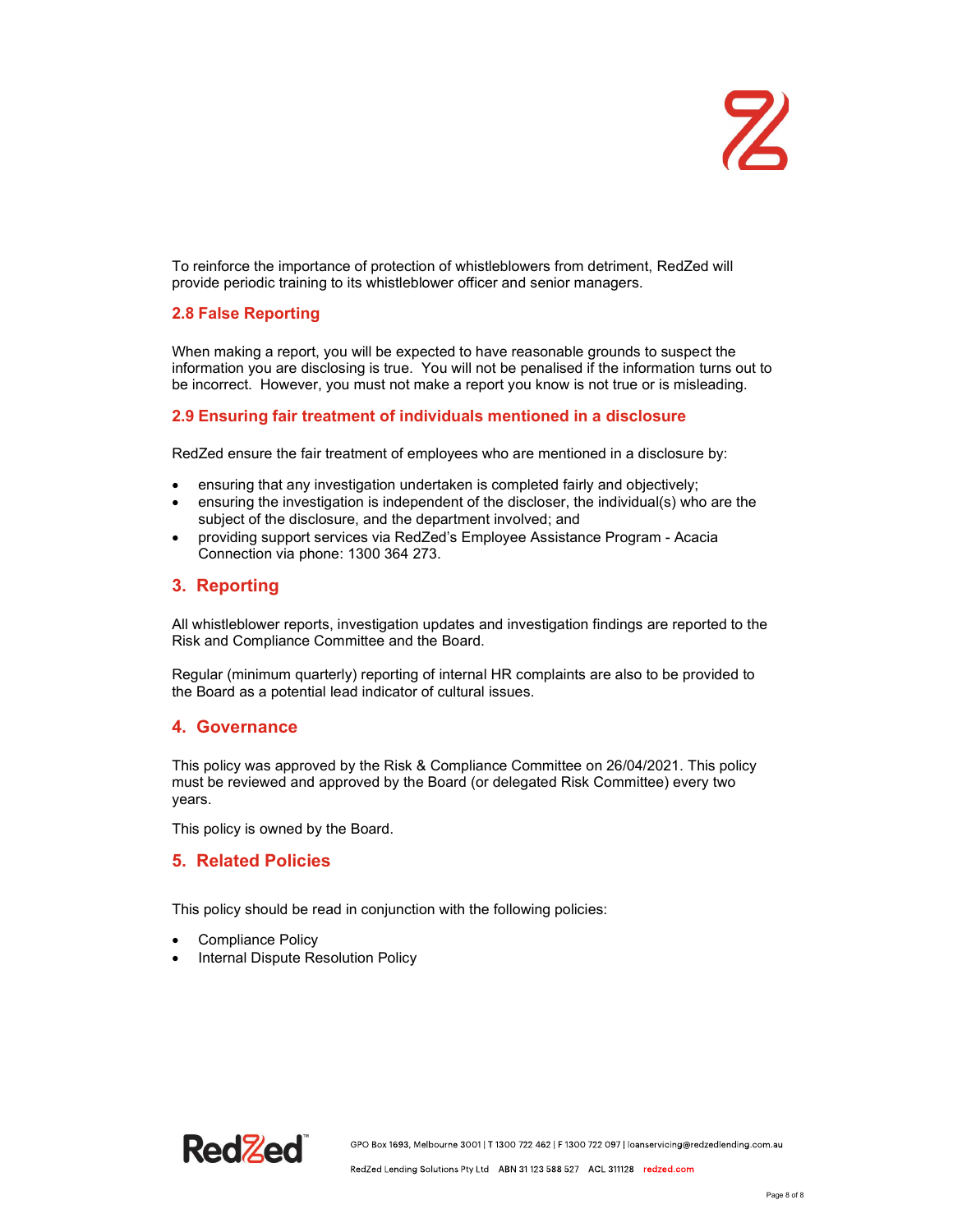To reinforce the importance of protection of whistleblowers from detriment, RedZed will provide periodic training to its whistleblower officer and senior managers.

### 2.8 False Reporting

When making a report, you will be expected to have reasonable grounds to suspect the information you are disclosing is true. You will not be penalised if the information turns out to be incorrect. However, you must not make a report you know is not true or is misleading.

### 2.9 Ensuring fair treatment of individuals mentioned in a disclosure

RedZed ensure the fair treatment of employees who are mentioned in a disclosure by:

- ensuring that any investigation undertaken is completed fairly and objectively;
- ensuring the investigation is independent of the discloser, the individual(s) who are the subject of the disclosure, and the department involved; and
- providing support services via RedZed's Employee Assistance Program - Acacia Connection via phone: 1300 364 273.

## 3. Reporting

All whistleblower reports, investigation updates and investigation findings are reported to the Risk and Compliance Committee and the Board.

Regular (minimum quarterly) reporting of internal HR complaints are also to be provided to the Board as a potential lead indicator of cultural issues.

## 4. Governance

This policy was approved by the Risk & Compliance Committee on 26/04/2021. This policy must be reviewed and approved by the Board (or delegated Risk Committee) every two years.

This policy is owned by the Board.

## 5. Related Policies

This policy should be read in conjunction with the following policies:

- Compliance Policy
- Internal Dispute Resolution Policy